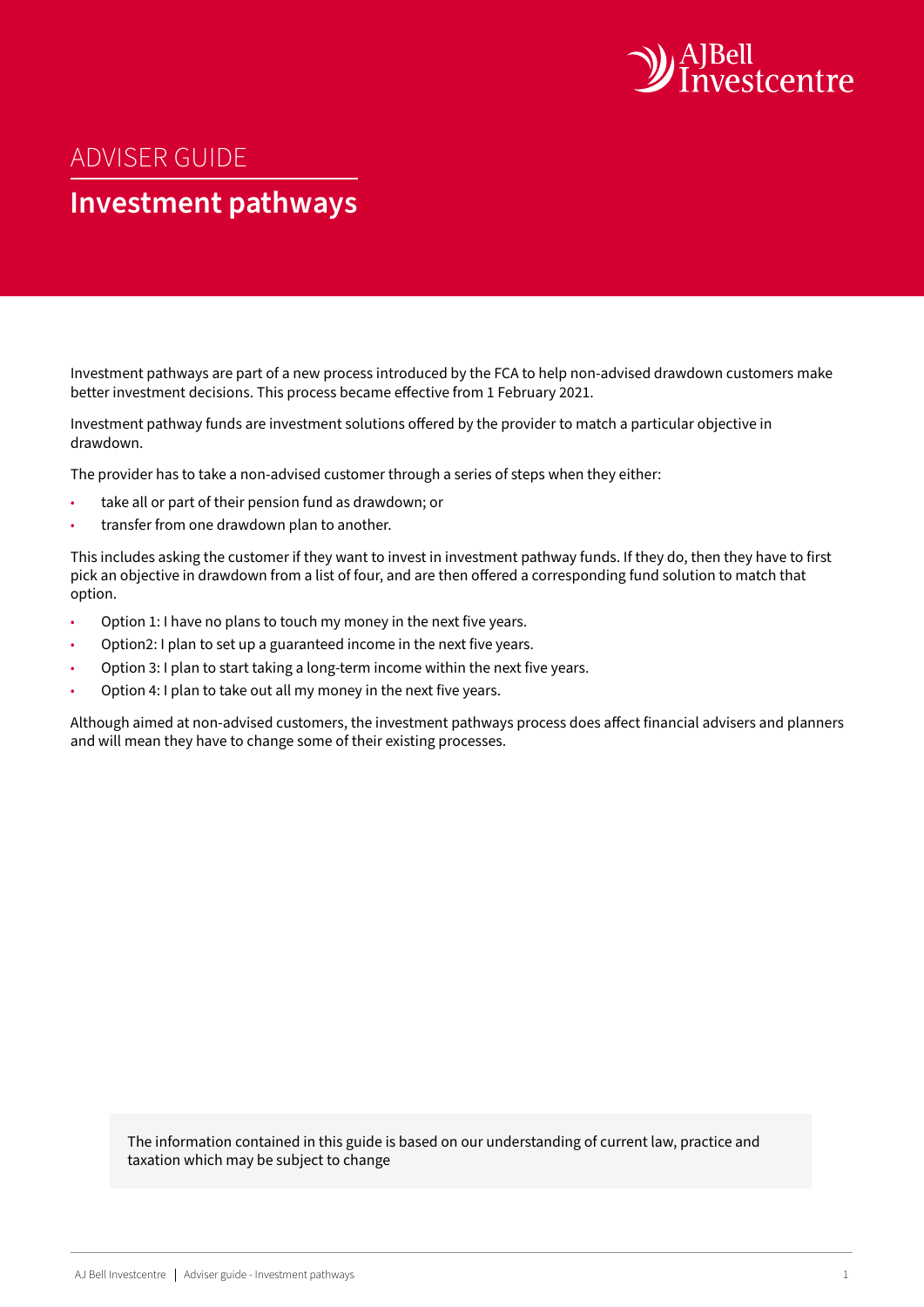ADVISER GUIDE

# Investment pathways

Investment pathways are part of a new process introduced by the FCA to help non-advised drawdown customers make better investment decisions. This process became effective from 1 February 2021.

Investment pathway funds are investment solutions offered by the provider to match a particular objective in drawdown.

The provider has to take a non-advised customer through a series of steps when they either:

- take all or part of their pension fund as drawdown; or
- transfer from one drawdown plan to another.

This includes asking the customer if they want to invest in investment pathway funds. If they do, then they have to first pick an objective in drawdown from a list of four, and are then offered a corresponding fund solution to match that option.

- Option 1: I have no plans to touch my money in the next five years.
- Option2: I plan to set up a guaranteed income in the next five years.
- Option 3: I plan to start taking a long-term income within the next five years.
- Option 4: I plan to take out all my money in the next five years.

Although aimed at non-advised customers, the investment pathways process does affect financial advisers and planners and will mean they have to change some of their existing processes.

The information contained in this guide is based on our understanding of current law, practice and taxation which may be subject to change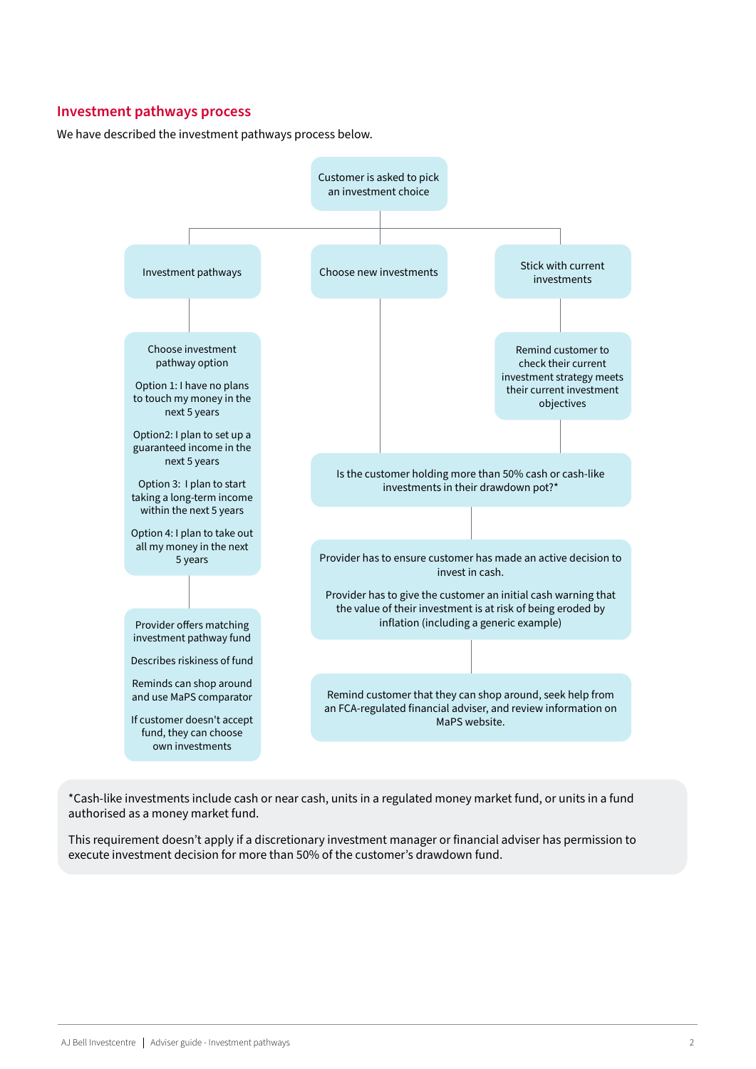## Investment pathways process

We have described the investment pathways process below.

Customer is asked to pick an investment choice

**Investment pathways**

Choose investment pathway option

Option 1: I have no plans to touch my money in the next 5 years

Option2: I plan to set up a guaranteed income in the next 5 years

Option 3: I plan to start taking a long-term income within the next 5 years

Option 4: I plan to take out all my money in the next 5 years

Provider offers matching investment pathway fund

Describes riskiness of fund

Reminds can shop around and use MaPS comparator

If customer doesn't accept fund, they can choose own investments

**Choose new investments**

**Stick with current investments**

Remind customer to check their current investment strategy meets their current investment objectives

Is the customer holding more than 50% cash or cash-like investments in their drawdown pot?*

Provider has to ensure customer has made an active decision to invest in cash.

Provider has to give the customer an initial cash warning that the value of their investment is at risk of being eroded by inflation (including a generic example)

Remind customer that they can shop around, seek help from an FCA-regulated financial adviser, and review information on MaPS website.

*Cash-like investments include cash or near cash, units in a regulated money market fund, or units in a fund authorised as a money market fund.

This requirement doesn't apply if a discretionary investment manager or financial adviser has permission to execute investment decision for more than 50% of the customer's drawdown fund.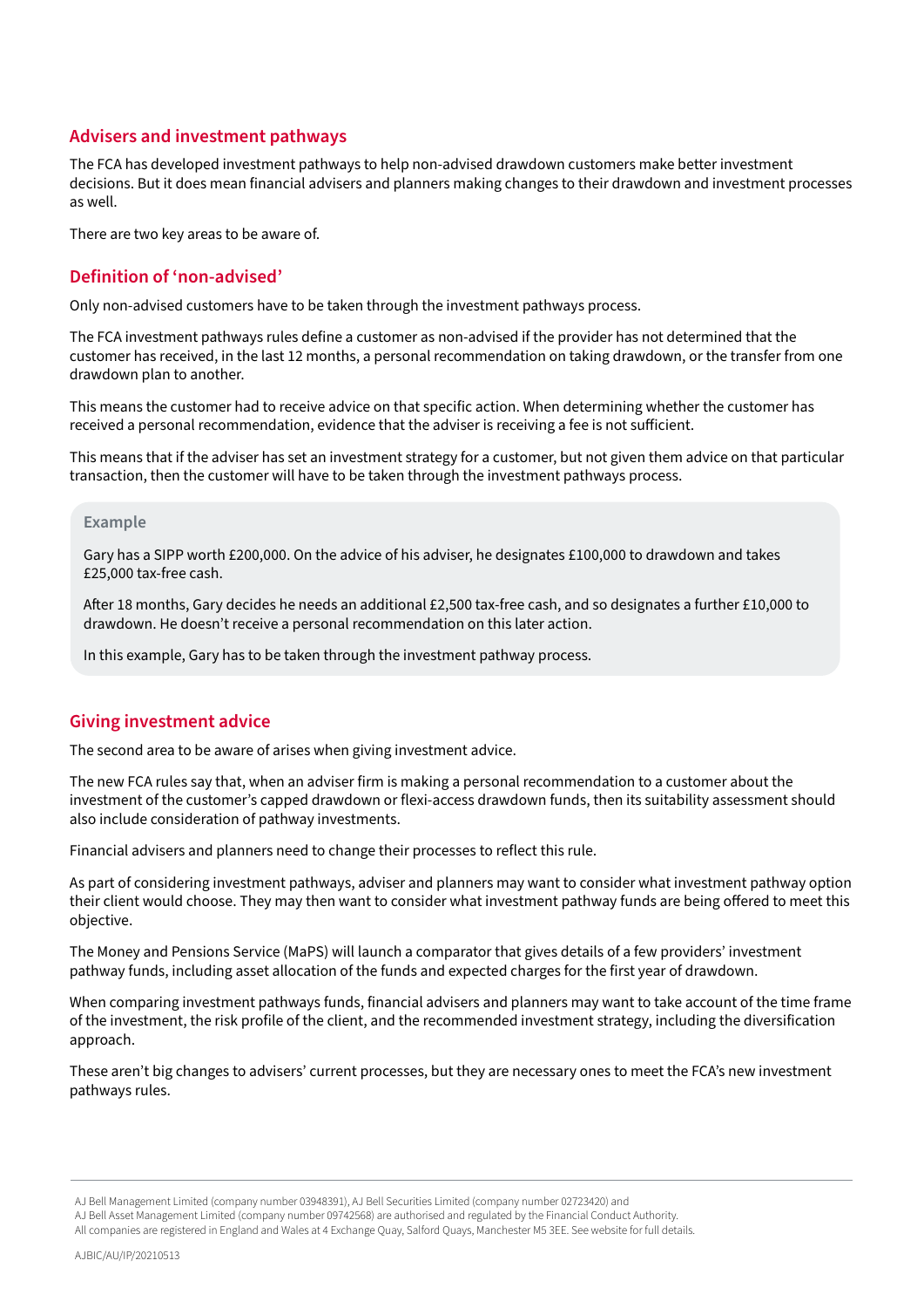## Advisers and investment pathways

The FCA has developed investment pathways to help non-advised drawdown customers make better investment decisions. But it does mean financial advisers and planners making changes to their drawdown and investment processes as well.

There are two key areas to be aware of.

## Definition of 'non-advised'

Only non-advised customers have to be taken through the investment pathways process.

The FCA investment pathways rules define a customer as non-advised if the provider has not determined that the customer has received, in the last 12 months, a personal recommendation on taking drawdown, or the transfer from one drawdown plan to another.

This means the customer had to receive advice on that specific action. When determining whether the customer has received a personal recommendation, evidence that the adviser is receiving a fee is not sufficient.

This means that if the adviser has set an investment strategy for a customer, but not given them advice on that particular transaction, then the customer will have to be taken through the investment pathways process.

**Example**

Gary has a SIPP worth £200,000. On the advice of his adviser, he designates £100,000 to drawdown and takes £25,000 tax-free cash.

After 18 months, Gary decides he needs an additional £2,500 tax-free cash, and so designates a further £10,000 to drawdown. He doesn't receive a personal recommendation on this later action.

In this example, Gary has to be taken through the investment pathway process.

## Giving investment advice

The second area to be aware of arises when giving investment advice.

The new FCA rules say that, when an adviser firm is making a personal recommendation to a customer about the investment of the customer's capped drawdown or flexi-access drawdown funds, then its suitability assessment should also include consideration of pathway investments.

Financial advisers and planners need to change their processes to reflect this rule.

As part of considering investment pathways, adviser and planners may want to consider what investment pathway option their client would choose. They may then want to consider what investment pathway funds are being offered to meet this objective.

The Money and Pensions Service (MaPS) will launch a comparator that gives details of a few providers' investment pathway funds, including asset allocation of the funds and expected charges for the first year of drawdown.

When comparing investment pathways funds, financial advisers and planners may want to take account of the time frame of the investment, the risk profile of the client, and the recommended investment strategy, including the diversification approach.

These aren't big changes to advisers' current processes, but they are necessary ones to meet the FCA's new investment pathways rules.

AJ Bell Management Limited (company number 03948391), AJ Bell Securities Limited (company number 02723420) and AJ Bell Asset Management Limited (company number 09742568) are authorised and regulated by the Financial Conduct Authority. All companies are registered in England and Wales at 4 Exchange Quay, Salford Quays, Manchester M5 3EE. See website for full details.

AJBIC/AU/IP/20210513